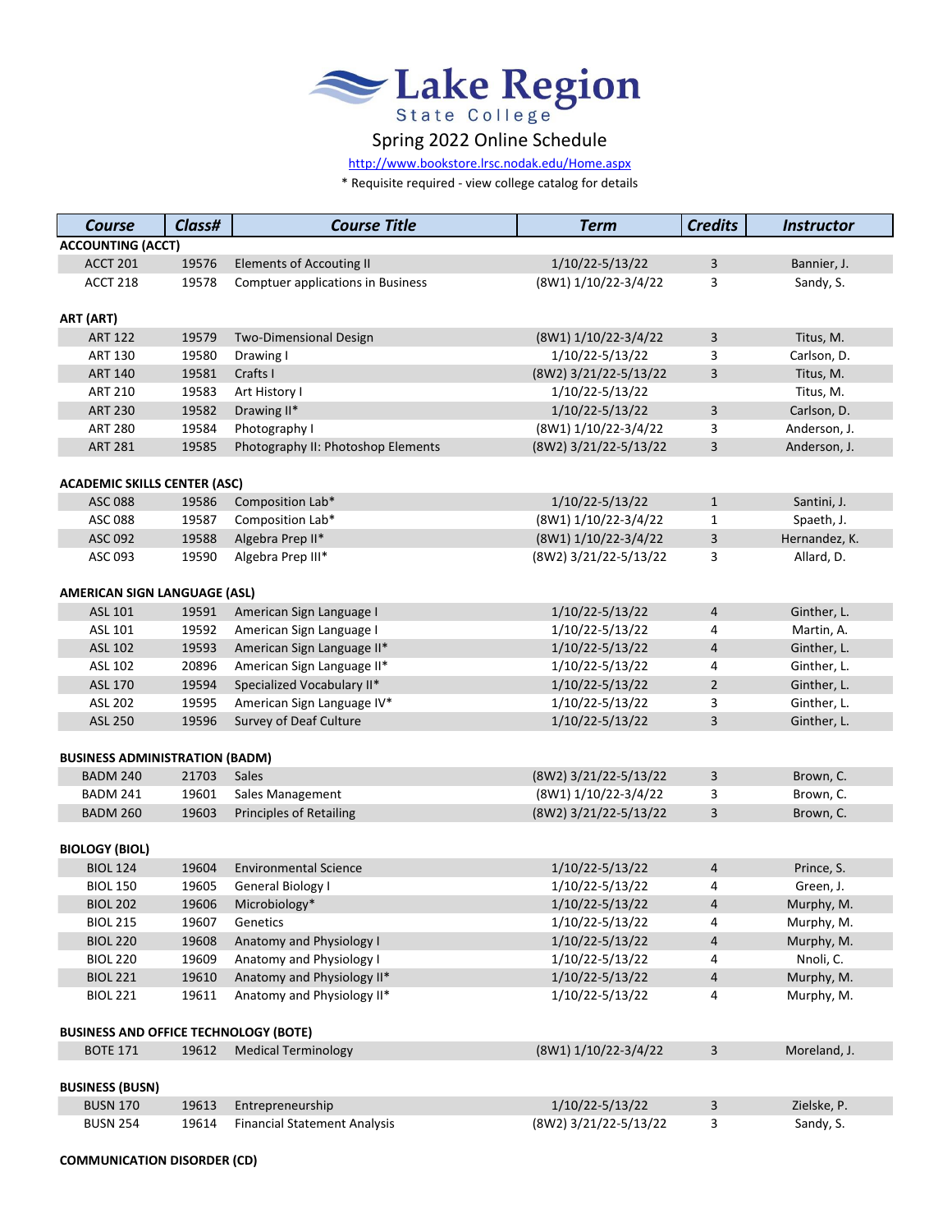# Lake Region State College

## Spring 2022 Online Schedule

http://www.bookstore.lrsc.nodak.edu/Home.aspx

* Requisite required - view college catalog for details

| Course | Class# | Course Title | Term | Credits | Instructor |
|---|---|---|---|---|---|
| **ACCOUNTING (ACCT)** | | | | | |
| ACCT 201 | 19576 | Elements of Accouting II | 1/10/22-5/13/22 | 3 | Bannier, J. |
| ACCT 218 | 19578 | Comptuer applications in Business | (8W1) 1/10/22-3/4/22 | 3 | Sandy, S. |
| **ART (ART)** | | | | | |
| ART 122 | 19579 | Two-Dimensional Design | (8W1) 1/10/22-3/4/22 | 3 | Titus, M. |
| ART 130 | 19580 | Drawing I | 1/10/22-5/13/22 | 3 | Carlson, D. |
| ART 140 | 19581 | Crafts I | (8W2) 3/21/22-5/13/22 | 3 | Titus, M. |
| ART 210 | 19583 | Art History I | 1/10/22-5/13/22 | | Titus, M. |
| ART 230 | 19582 | Drawing II* | 1/10/22-5/13/22 | 3 | Carlson, D. |
| ART 280 | 19584 | Photography I | (8W1) 1/10/22-3/4/22 | 3 | Anderson, J. |
| ART 281 | 19585 | Photography II: Photoshop Elements | (8W2) 3/21/22-5/13/22 | 3 | Anderson, J. |
| **ACADEMIC SKILLS CENTER (ASC)** | | | | | |
| ASC 088 | 19586 | Composition Lab* | 1/10/22-5/13/22 | 1 | Santini, J. |
| ASC 088 | 19587 | Composition Lab* | (8W1) 1/10/22-3/4/22 | 1 | Spaeth, J. |
| ASC 092 | 19588 | Algebra Prep II* | (8W1) 1/10/22-3/4/22 | 3 | Hernandez, K. |
| ASC 093 | 19590 | Algebra Prep III* | (8W2) 3/21/22-5/13/22 | 3 | Allard, D. |
| **AMERICAN SIGN LANGUAGE (ASL)** | | | | | |
| ASL 101 | 19591 | American Sign Language I | 1/10/22-5/13/22 | 4 | Ginther, L. |
| ASL 101 | 19592 | American Sign Language I | 1/10/22-5/13/22 | 4 | Martin, A. |
| ASL 102 | 19593 | American Sign Language II* | 1/10/22-5/13/22 | 4 | Ginther, L. |
| ASL 102 | 20896 | American Sign Language II* | 1/10/22-5/13/22 | 4 | Ginther, L. |
| ASL 170 | 19594 | Specialized Vocabulary II* | 1/10/22-5/13/22 | 2 | Ginther, L. |
| ASL 202 | 19595 | American Sign Language IV* | 1/10/22-5/13/22 | 3 | Ginther, L. |
| ASL 250 | 19596 | Survey of Deaf Culture | 1/10/22-5/13/22 | 3 | Ginther, L. |
| **BUSINESS ADMINISTRATION (BADM)** | | | | | |
| BADM 240 | 21703 | Sales | (8W2) 3/21/22-5/13/22 | 3 | Brown, C. |
| BADM 241 | 19601 | Sales Management | (8W1) 1/10/22-3/4/22 | 3 | Brown, C. |
| BADM 260 | 19603 | Principles of Retailing | (8W2) 3/21/22-5/13/22 | 3 | Brown, C. |
| **BIOLOGY (BIOL)** | | | | | |
| BIOL 124 | 19604 | Environmental Science | 1/10/22-5/13/22 | 4 | Prince, S. |
| BIOL 150 | 19605 | General Biology I | 1/10/22-5/13/22 | 4 | Green, J. |
| BIOL 202 | 19606 | Microbiology* | 1/10/22-5/13/22 | 4 | Murphy, M. |
| BIOL 215 | 19607 | Genetics | 1/10/22-5/13/22 | 4 | Murphy, M. |
| BIOL 220 | 19608 | Anatomy and Physiology I | 1/10/22-5/13/22 | 4 | Murphy, M. |
| BIOL 220 | 19609 | Anatomy and Physiology I | 1/10/22-5/13/22 | 4 | Nnoli, C. |
| BIOL 221 | 19610 | Anatomy and Physiology II* | 1/10/22-5/13/22 | 4 | Murphy, M. |
| BIOL 221 | 19611 | Anatomy and Physiology II* | 1/10/22-5/13/22 | 4 | Murphy, M. |
| **BUSINESS AND OFFICE TECHNOLOGY (BOTE)** | | | | | |
| BOTE 171 | 19612 | Medical Terminology | (8W1) 1/10/22-3/4/22 | 3 | Moreland, J. |
| **BUSINESS (BUSN)** | | | | | |
| BUSN 170 | 19613 | Entrepreneurship | 1/10/22-5/13/22 | 3 | Zielske, P. |
| BUSN 254 | 19614 | Financial Statement Analysis | (8W2) 3/21/22-5/13/22 | 3 | Sandy, S. |
| **COMMUNICATION DISORDER (CD)** | | | | | |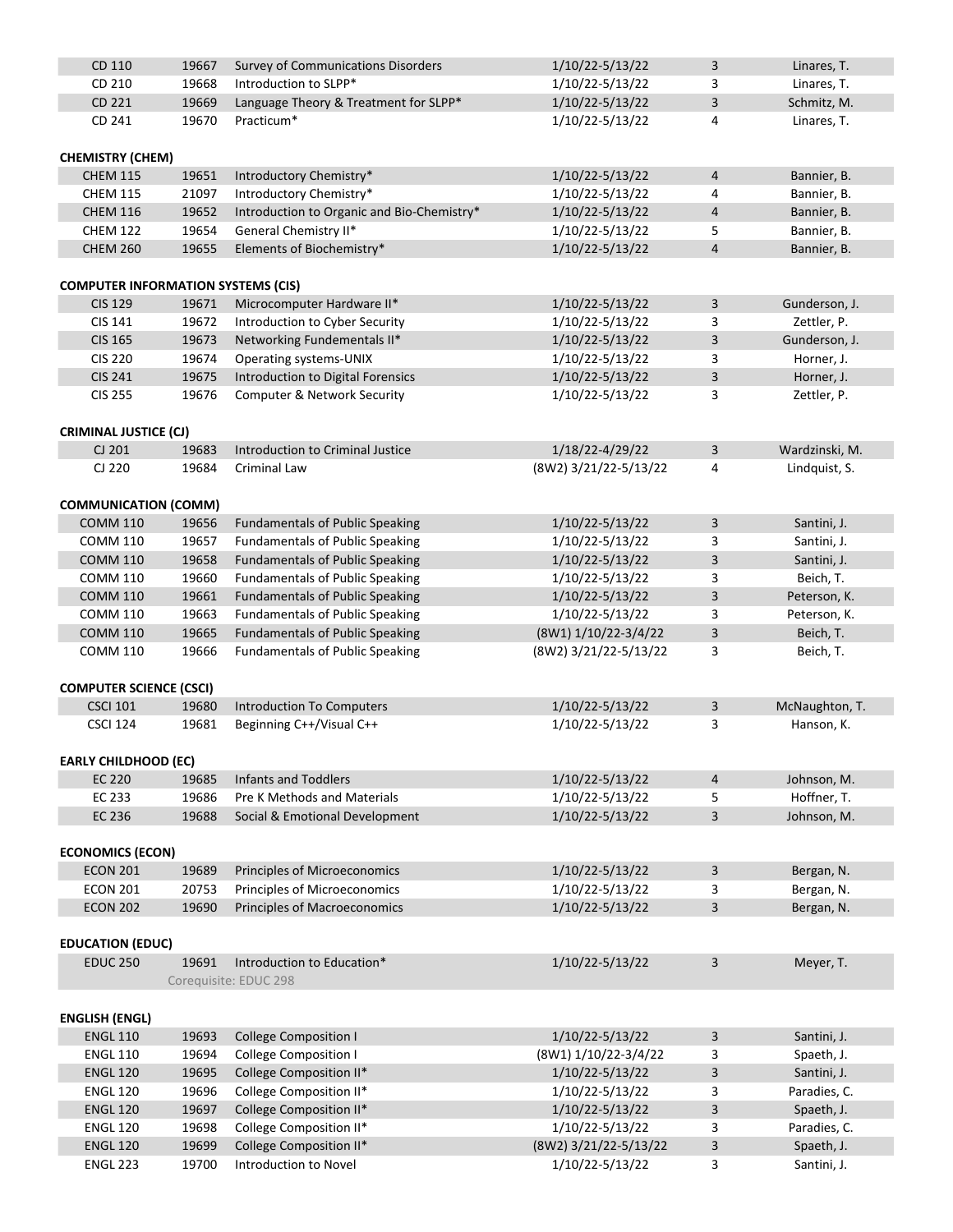| | | | | | |
|---|---|---|---|---|---|
| CD 110 | 19667 | Survey of Communications Disorders | 1/10/22-5/13/22 | 3 | Linares, T. |
| CD 210 | 19668 | Introduction to SLPP* | 1/10/22-5/13/22 | 3 | Linares, T. |
| CD 221 | 19669 | Language Theory & Treatment for SLPP* | 1/10/22-5/13/22 | 3 | Schmitz, M. |
| CD 241 | 19670 | Practicum* | 1/10/22-5/13/22 | 4 | Linares, T. |

**CHEMISTRY (CHEM)**

| | | | | | |
|---|---|---|---|---|---|
| CHEM 115 | 19651 | Introductory Chemistry* | 1/10/22-5/13/22 | 4 | Bannier, B. |
| CHEM 115 | 21097 | Introductory Chemistry* | 1/10/22-5/13/22 | 4 | Bannier, B. |
| CHEM 116 | 19652 | Introduction to Organic and Bio-Chemistry* | 1/10/22-5/13/22 | 4 | Bannier, B. |
| CHEM 122 | 19654 | General Chemistry II* | 1/10/22-5/13/22 | 5 | Bannier, B. |
| CHEM 260 | 19655 | Elements of Biochemistry* | 1/10/22-5/13/22 | 4 | Bannier, B. |

**COMPUTER INFORMATION SYSTEMS (CIS)**

| | | | | | |
|---|---|---|---|---|---|
| CIS 129 | 19671 | Microcomputer Hardware II* | 1/10/22-5/13/22 | 3 | Gunderson, J. |
| CIS 141 | 19672 | Introduction to Cyber Security | 1/10/22-5/13/22 | 3 | Zettler, P. |
| CIS 165 | 19673 | Networking Fundementals II* | 1/10/22-5/13/22 | 3 | Gunderson, J. |
| CIS 220 | 19674 | Operating systems-UNIX | 1/10/22-5/13/22 | 3 | Horner, J. |
| CIS 241 | 19675 | Introduction to Digital Forensics | 1/10/22-5/13/22 | 3 | Horner, J. |
| CIS 255 | 19676 | Computer & Network Security | 1/10/22-5/13/22 | 3 | Zettler, P. |

**CRIMINAL JUSTICE (CJ)**

| | | | | | |
|---|---|---|---|---|---|
| CJ 201 | 19683 | Introduction to Criminal Justice | 1/18/22-4/29/22 | 3 | Wardzinski, M. |
| CJ 220 | 19684 | Criminal Law | (8W2) 3/21/22-5/13/22 | 4 | Lindquist, S. |

**COMMUNICATION (COMM)**

| | | | | | |
|---|---|---|---|---|---|
| COMM 110 | 19656 | Fundamentals of Public Speaking | 1/10/22-5/13/22 | 3 | Santini, J. |
| COMM 110 | 19657 | Fundamentals of Public Speaking | 1/10/22-5/13/22 | 3 | Santini, J. |
| COMM 110 | 19658 | Fundamentals of Public Speaking | 1/10/22-5/13/22 | 3 | Santini, J. |
| COMM 110 | 19660 | Fundamentals of Public Speaking | 1/10/22-5/13/22 | 3 | Beich, T. |
| COMM 110 | 19661 | Fundamentals of Public Speaking | 1/10/22-5/13/22 | 3 | Peterson, K. |
| COMM 110 | 19663 | Fundamentals of Public Speaking | 1/10/22-5/13/22 | 3 | Peterson, K. |
| COMM 110 | 19665 | Fundamentals of Public Speaking | (8W1) 1/10/22-3/4/22 | 3 | Beich, T. |
| COMM 110 | 19666 | Fundamentals of Public Speaking | (8W2) 3/21/22-5/13/22 | 3 | Beich, T. |

**COMPUTER SCIENCE (CSCI)**

| | | | | | |
|---|---|---|---|---|---|
| CSCI 101 | 19680 | Introduction To Computers | 1/10/22-5/13/22 | 3 | McNaughton, T. |
| CSCI 124 | 19681 | Beginning C++/Visual C++ | 1/10/22-5/13/22 | 3 | Hanson, K. |

**EARLY CHILDHOOD (EC)**

| | | | | | |
|---|---|---|---|---|---|
| EC 220 | 19685 | Infants and Toddlers | 1/10/22-5/13/22 | 4 | Johnson, M. |
| EC 233 | 19686 | Pre K Methods and Materials | 1/10/22-5/13/22 | 5 | Hoffner, T. |
| EC 236 | 19688 | Social & Emotional Development | 1/10/22-5/13/22 | 3 | Johnson, M. |

**ECONOMICS (ECON)**

| | | | | | |
|---|---|---|---|---|---|
| ECON 201 | 19689 | Principles of Microeconomics | 1/10/22-5/13/22 | 3 | Bergan, N. |
| ECON 201 | 20753 | Principles of Microeconomics | 1/10/22-5/13/22 | 3 | Bergan, N. |
| ECON 202 | 19690 | Principles of Macroeconomics | 1/10/22-5/13/22 | 3 | Bergan, N. |

**EDUCATION (EDUC)**

| | | | | | |
|---|---|---|---|---|---|
| EDUC 250 | 19691 | Introduction to Education* | 1/10/22-5/13/22 | 3 | Meyer, T. |
| | Corequisite: EDUC 298 | | | | |

**ENGLISH (ENGL)**

| | | | | | |
|---|---|---|---|---|---|
| ENGL 110 | 19693 | College Composition I | 1/10/22-5/13/22 | 3 | Santini, J. |
| ENGL 110 | 19694 | College Composition I | (8W1) 1/10/22-3/4/22 | 3 | Spaeth, J. |
| ENGL 120 | 19695 | College Composition II* | 1/10/22-5/13/22 | 3 | Santini, J. |
| ENGL 120 | 19696 | College Composition II* | 1/10/22-5/13/22 | 3 | Paradies, C. |
| ENGL 120 | 19697 | College Composition II* | 1/10/22-5/13/22 | 3 | Spaeth, J. |
| ENGL 120 | 19698 | College Composition II* | 1/10/22-5/13/22 | 3 | Paradies, C. |
| ENGL 120 | 19699 | College Composition II* | (8W2) 3/21/22-5/13/22 | 3 | Spaeth, J. |
| ENGL 223 | 19700 | Introduction to Novel | 1/10/22-5/13/22 | 3 | Santini, J. |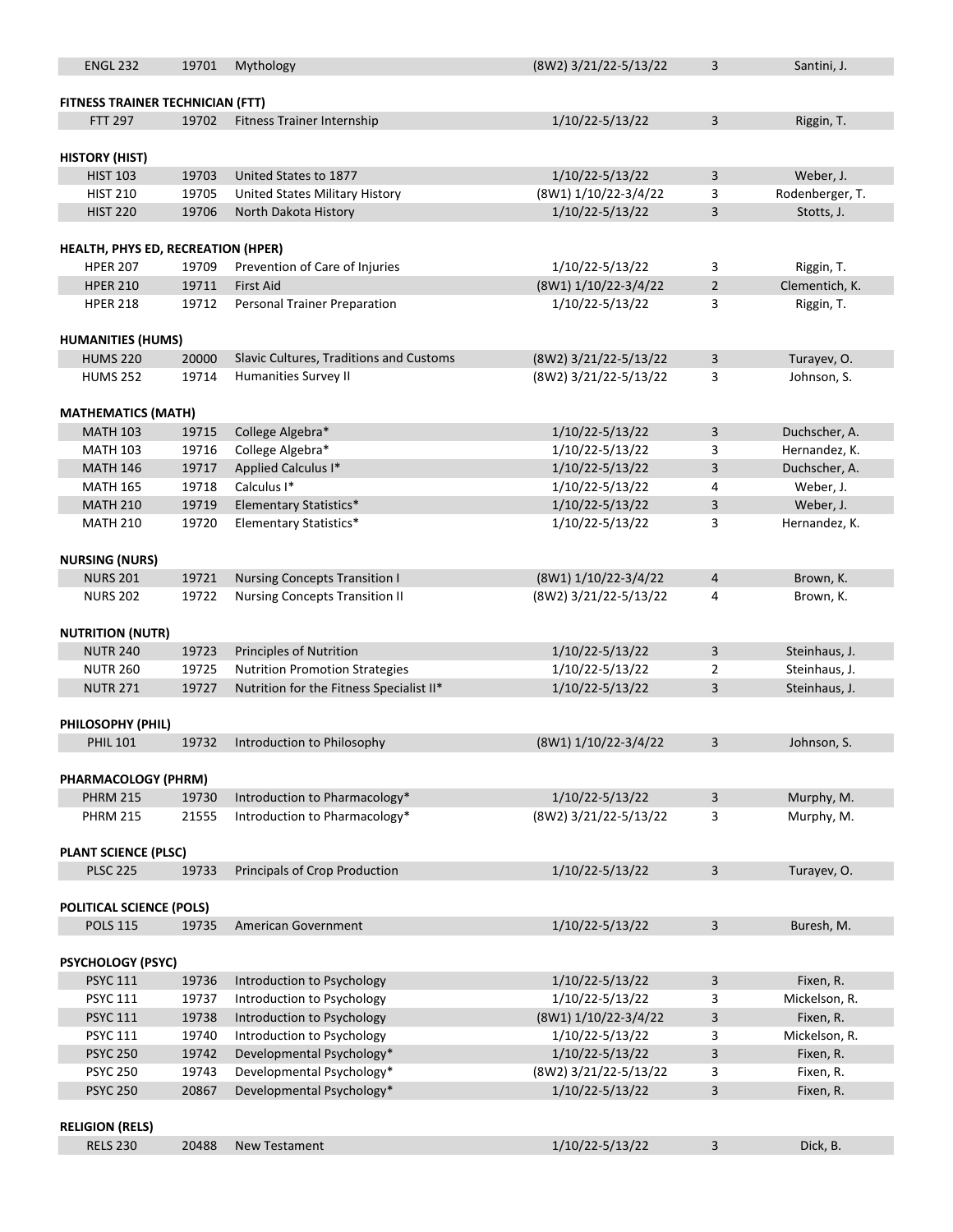| ENGL 232 | 19701 | Mythology | (8W2) 3/21/22-5/13/22 | 3 | Santini, J. |
|---|---|---|---|---|---|

**FITNESS TRAINER TECHNICIAN (FTT)**

| FTT 297 | 19702 | Fitness Trainer Internship | 1/10/22-5/13/22 | 3 | Riggin, T. |
|---|---|---|---|---|---|

**HISTORY (HIST)**

| HIST 103 | 19703 | United States to 1877 | 1/10/22-5/13/22 | 3 | Weber, J. |
|---|---|---|---|---|---|
| HIST 210 | 19705 | United States Military History | (8W1) 1/10/22-3/4/22 | 3 | Rodenberger, T. |
| HIST 220 | 19706 | North Dakota History | 1/10/22-5/13/22 | 3 | Stotts, J. |

**HEALTH, PHYS ED, RECREATION (HPER)**

| HPER 207 | 19709 | Prevention of Care of Injuries | 1/10/22-5/13/22 | 3 | Riggin, T. |
|---|---|---|---|---|---|
| HPER 210 | 19711 | First Aid | (8W1) 1/10/22-3/4/22 | 2 | Clementich, K. |
| HPER 218 | 19712 | Personal Trainer Preparation | 1/10/22-5/13/22 | 3 | Riggin, T. |

**HUMANITIES (HUMS)**

| HUMS 220 | 20000 | Slavic Cultures, Traditions and Customs | (8W2) 3/21/22-5/13/22 | 3 | Turayev, O. |
|---|---|---|---|---|---|
| HUMS 252 | 19714 | Humanities Survey II | (8W2) 3/21/22-5/13/22 | 3 | Johnson, S. |

**MATHEMATICS (MATH)**

| MATH 103 | 19715 | College Algebra* | 1/10/22-5/13/22 | 3 | Duchscher, A. |
|---|---|---|---|---|---|
| MATH 103 | 19716 | College Algebra* | 1/10/22-5/13/22 | 3 | Hernandez, K. |
| MATH 146 | 19717 | Applied Calculus I* | 1/10/22-5/13/22 | 3 | Duchscher, A. |
| MATH 165 | 19718 | Calculus I* | 1/10/22-5/13/22 | 4 | Weber, J. |
| MATH 210 | 19719 | Elementary Statistics* | 1/10/22-5/13/22 | 3 | Weber, J. |
| MATH 210 | 19720 | Elementary Statistics* | 1/10/22-5/13/22 | 3 | Hernandez, K. |

**NURSING (NURS)**

| NURS 201 | 19721 | Nursing Concepts Transition I | (8W1) 1/10/22-3/4/22 | 4 | Brown, K. |
|---|---|---|---|---|---|
| NURS 202 | 19722 | Nursing Concepts Transition II | (8W2) 3/21/22-5/13/22 | 4 | Brown, K. |

**NUTRITION (NUTR)**

| NUTR 240 | 19723 | Principles of Nutrition | 1/10/22-5/13/22 | 3 | Steinhaus, J. |
|---|---|---|---|---|---|
| NUTR 260 | 19725 | Nutrition Promotion Strategies | 1/10/22-5/13/22 | 2 | Steinhaus, J. |
| NUTR 271 | 19727 | Nutrition for the Fitness Specialist II* | 1/10/22-5/13/22 | 3 | Steinhaus, J. |

**PHILOSOPHY (PHIL)**

| PHIL 101 | 19732 | Introduction to Philosophy | (8W1) 1/10/22-3/4/22 | 3 | Johnson, S. |
|---|---|---|---|---|---|

**PHARMACOLOGY (PHRM)**

| PHRM 215 | 19730 | Introduction to Pharmacology* | 1/10/22-5/13/22 | 3 | Murphy, M. |
|---|---|---|---|---|---|
| PHRM 215 | 21555 | Introduction to Pharmacology* | (8W2) 3/21/22-5/13/22 | 3 | Murphy, M. |

**PLANT SCIENCE (PLSC)**

| PLSC 225 | 19733 | Principals of Crop Production | 1/10/22-5/13/22 | 3 | Turayev, O. |
|---|---|---|---|---|---|

**POLITICAL SCIENCE (POLS)**

| POLS 115 | 19735 | American Government | 1/10/22-5/13/22 | 3 | Buresh, M. |
|---|---|---|---|---|---|

**PSYCHOLOGY (PSYC)**

| PSYC 111 | 19736 | Introduction to Psychology | 1/10/22-5/13/22 | 3 | Fixen, R. |
|---|---|---|---|---|---|
| PSYC 111 | 19737 | Introduction to Psychology | 1/10/22-5/13/22 | 3 | Mickelson, R. |
| PSYC 111 | 19738 | Introduction to Psychology | (8W1) 1/10/22-3/4/22 | 3 | Fixen, R. |
| PSYC 111 | 19740 | Introduction to Psychology | 1/10/22-5/13/22 | 3 | Mickelson, R. |
| PSYC 250 | 19742 | Developmental Psychology* | 1/10/22-5/13/22 | 3 | Fixen, R. |
| PSYC 250 | 19743 | Developmental Psychology* | (8W2) 3/21/22-5/13/22 | 3 | Fixen, R. |
| PSYC 250 | 20867 | Developmental Psychology* | 1/10/22-5/13/22 | 3 | Fixen, R. |

**RELIGION (RELS)**

| RELS 230 | 20488 | New Testament | 1/10/22-5/13/22 | 3 | Dick, B. |
|---|---|---|---|---|---|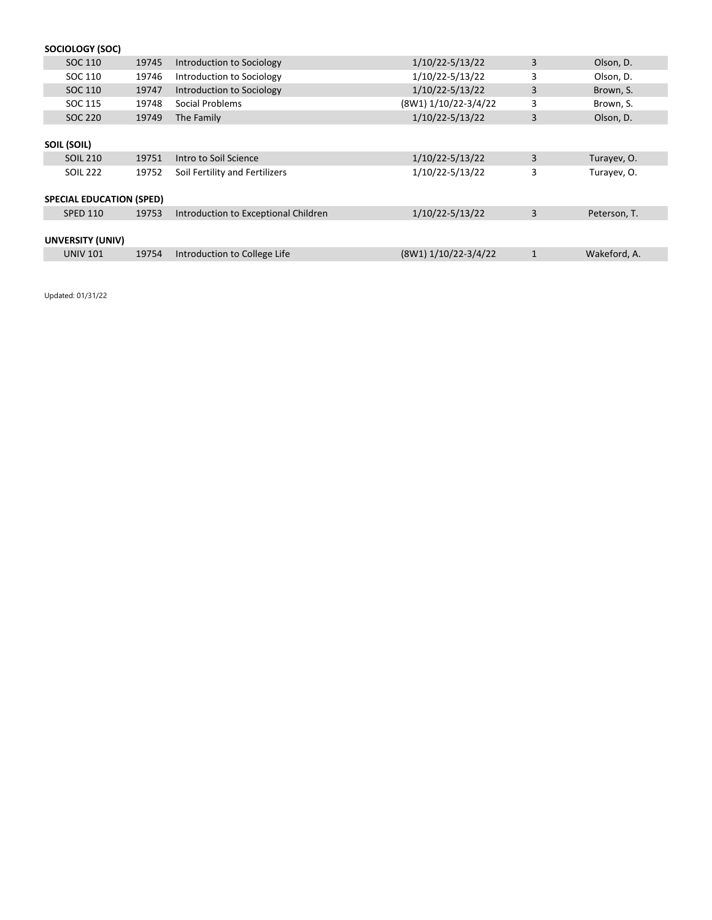**SOCIOLOGY (SOC)**

| | | | | | |
|---|---|---|---|---|---|
| SOC 110 | 19745 | Introduction to Sociology | 1/10/22-5/13/22 | 3 | Olson, D. |
| SOC 110 | 19746 | Introduction to Sociology | 1/10/22-5/13/22 | 3 | Olson, D. |
| SOC 110 | 19747 | Introduction to Sociology | 1/10/22-5/13/22 | 3 | Brown, S. |
| SOC 115 | 19748 | Social Problems | (8W1) 1/10/22-3/4/22 | 3 | Brown, S. |
| SOC 220 | 19749 | The Family | 1/10/22-5/13/22 | 3 | Olson, D. |

**SOIL (SOIL)**

| | | | | | |
|---|---|---|---|---|---|
| SOIL 210 | 19751 | Intro to Soil Science | 1/10/22-5/13/22 | 3 | Turayev, O. |
| SOIL 222 | 19752 | Soil Fertility and Fertilizers | 1/10/22-5/13/22 | 3 | Turayev, O. |

**SPECIAL EDUCATION (SPED)**

| | | | | | |
|---|---|---|---|---|---|
| SPED 110 | 19753 | Introduction to Exceptional Children | 1/10/22-5/13/22 | 3 | Peterson, T. |

**UNVERSITY (UNIV)**

| | | | | | |
|---|---|---|---|---|---|
| UNIV 101 | 19754 | Introduction to College Life | (8W1) 1/10/22-3/4/22 | 1 | Wakeford, A. |

Updated: 01/31/22